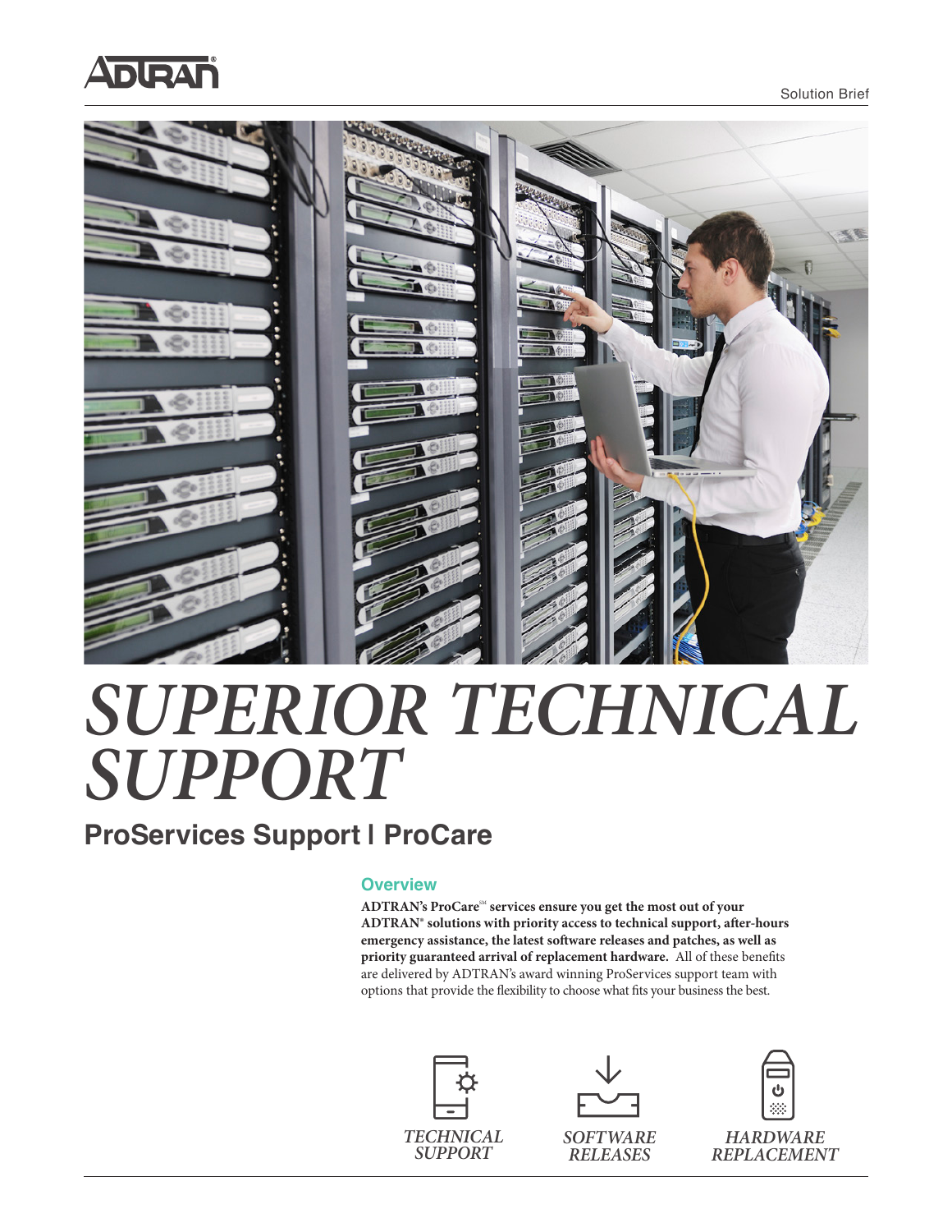Solution Brief

# *SUPERIOR TECHNICAL SUPPORT*

## ProServices Support | ProCare

### Overview

**ADTRAN's ProCare℠ services ensure you get the most out of your ADTRAN® solutions with priority access to technical support, after-hours emergency assistance, the latest software releases and patches, as well as priority guaranteed arrival of replacement hardware.** All of these benefits are delivered by ADTRAN's award winning ProServices support team with options that provide the flexibility to choose what fits your business the best.

*TECHNICAL SUPPORT*

*SOFTWARE RELEASES*

*HARDWARE REPLACEMENT*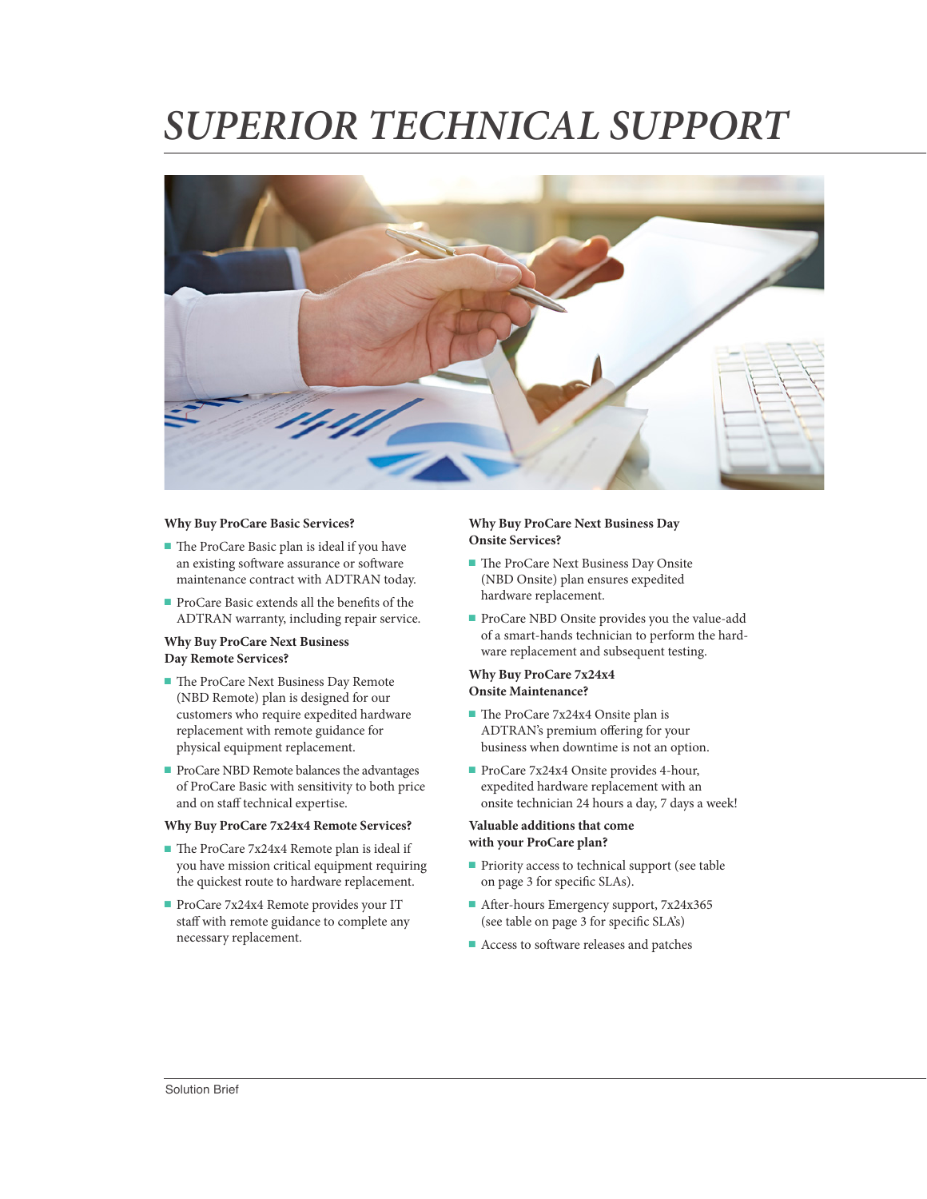# SUPERIOR TECHNICAL SUPPORT

**Why Buy ProCare Basic Services?**

- The ProCare Basic plan is ideal if you have an existing software assurance or software maintenance contract with ADTRAN today.
- ProCare Basic extends all the benefits of the ADTRAN warranty, including repair service.

**Why Buy ProCare Next Business Day Remote Services?**

- The ProCare Next Business Day Remote (NBD Remote) plan is designed for our customers who require expedited hardware replacement with remote guidance for physical equipment replacement.
- ProCare NBD Remote balances the advantages of ProCare Basic with sensitivity to both price and on staff technical expertise.

**Why Buy ProCare 7x24x4 Remote Services?**

- The ProCare 7x24x4 Remote plan is ideal if you have mission critical equipment requiring the quickest route to hardware replacement.
- ProCare 7x24x4 Remote provides your IT staff with remote guidance to complete any necessary replacement.

**Why Buy ProCare Next Business Day Onsite Services?**

- The ProCare Next Business Day Onsite (NBD Onsite) plan ensures expedited hardware replacement.
- ProCare NBD Onsite provides you the value-add of a smart-hands technician to perform the hardware replacement and subsequent testing.

**Why Buy ProCare 7x24x4 Onsite Maintenance?**

- The ProCare 7x24x4 Onsite plan is ADTRAN's premium offering for your business when downtime is not an option.
- ProCare 7x24x4 Onsite provides 4-hour, expedited hardware replacement with an onsite technician 24 hours a day, 7 days a week!

**Valuable additions that come with your ProCare plan?**

- Priority access to technical support (see table on page 3 for specific SLAs).
- After-hours Emergency support, 7x24x365 (see table on page 3 for specific SLA's)
- Access to software releases and patches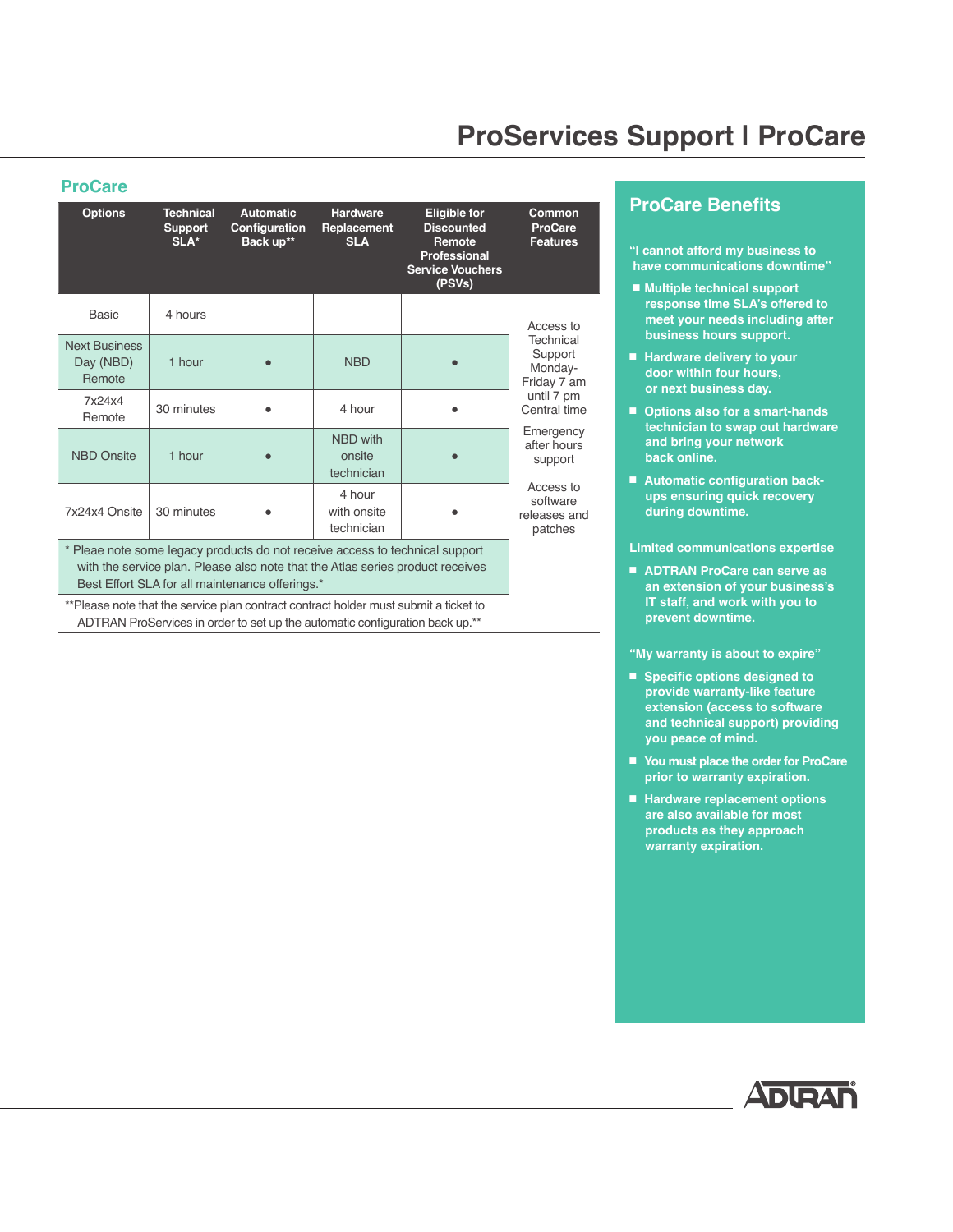# ProServices Support I ProCare

## ProCare

| Options | Technical Support SLA* | Automatic Configuration Back up** | Hardware Replacement SLA | Eligible for Discounted Remote Professional Service Vouchers (PSVs) | Common ProCare Features |
|---|---|---|---|---|---|
| Basic | 4 hours | | | | Access to Technical Support Monday-Friday 7 am until 7 pm Central time<br>Emergency after hours support<br>Access to software releases and patches |
| Next Business Day (NBD) Remote | 1 hour | • | NBD | • | |
| 7x24x4 Remote | 30 minutes | • | 4 hour | • | |
| NBD Onsite | 1 hour | • | NBD with onsite technician | • | |
| 7x24x4 Onsite | 30 minutes | • | 4 hour with onsite technician | • | |

\* Pleae note some legacy products do not receive access to technical support with the service plan. Please also note that the Atlas series product receives Best Effort SLA for all maintenance offerings.*

**Please note that the service plan contract contract holder must submit a ticket to ADTRAN ProServices in order to set up the automatic configuration back up.**

## ProCare Benefits

**"I cannot afford my business to have communications downtime"**

- **Multiple technical support response time SLA's offered to meet your needs including after business hours support.**
- **Hardware delivery to your door within four hours, or next business day.**
- **Options also for a smart-hands technician to swap out hardware and bring your network back online.**
- **Automatic configuration back-ups ensuring quick recovery during downtime.**

**Limited communications expertise**

- **ADTRAN ProCare can serve as an extension of your business's IT staff, and work with you to prevent downtime.**

**"My warranty is about to expire"**

- **Specific options designed to provide warranty-like feature extension (access to software and technical support) providing you peace of mind.**
- **You must place the order for ProCare prior to warranty expiration.**
- **Hardware replacement options are also available for most products as they approach warranty expiration.**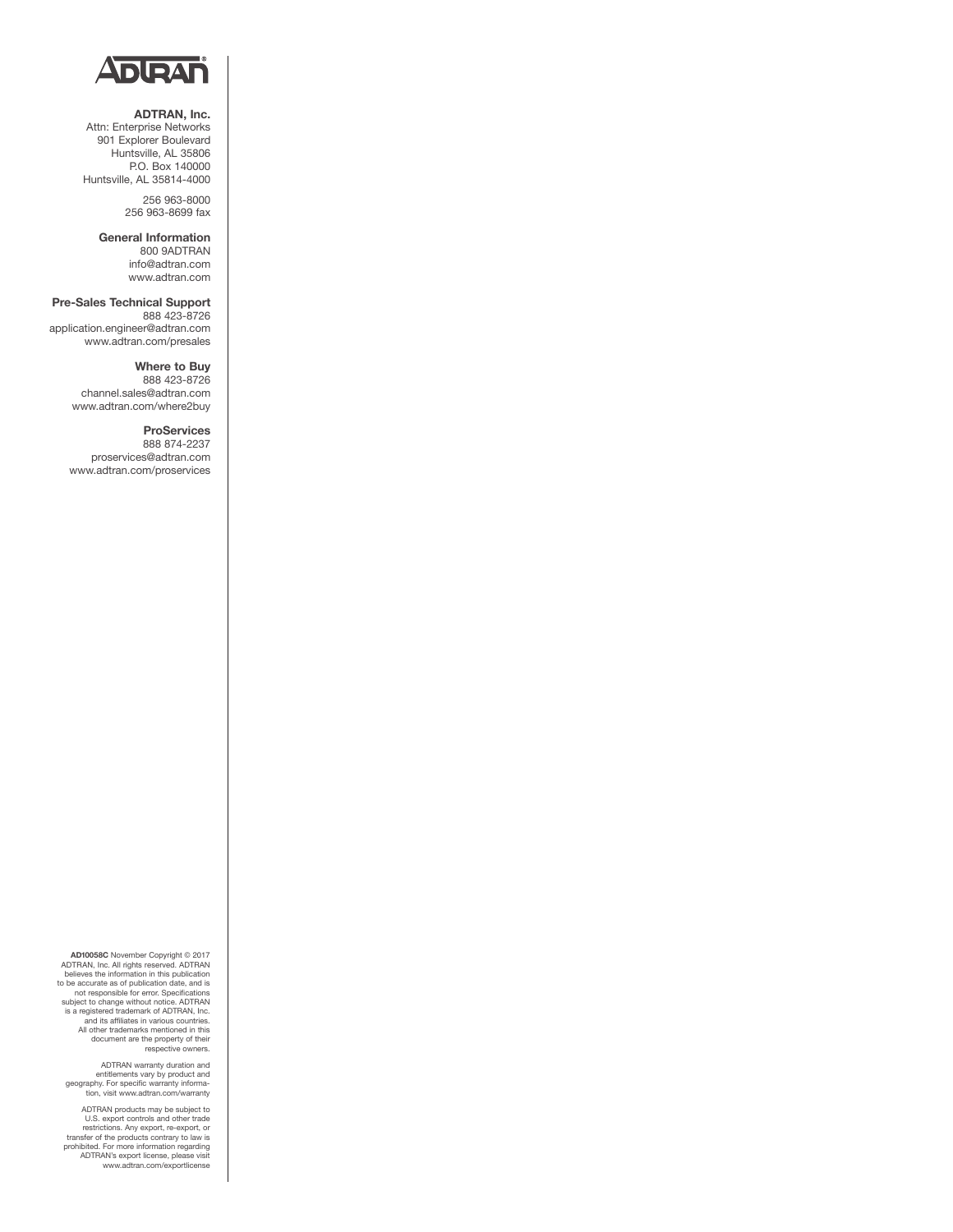**ADTRAN, Inc.**
Attn: Enterprise Networks
901 Explorer Boulevard
Huntsville, AL 35806
P.O. Box 140000
Huntsville, AL 35814-4000

256 963-8000
256 963-8699 fax

**General Information**
800 9ADTRAN
info@adtran.com
www.adtran.com

**Pre-Sales Technical Support**
888 423-8726
application.engineer@adtran.com
www.adtran.com/presales

**Where to Buy**
888 423-8726
channel.sales@adtran.com
www.adtran.com/where2buy

**ProServices**
888 874-2237
proservices@adtran.com
www.adtran.com/proservices

**AD10058C** November Copyright © 2017 ADTRAN, Inc. All rights reserved. ADTRAN believes the information in this publication to be accurate as of publication date, and is not responsible for error. Specifications subject to change without notice. ADTRAN is a registered trademark of ADTRAN, Inc. and its affiliates in various countries. All other trademarks mentioned in this document are the property of their respective owners.

ADTRAN warranty duration and entitlements vary by product and geography. For specific warranty information, visit www.adtran.com/warranty

ADTRAN products may be subject to U.S. export controls and other trade restrictions. Any export, re-export, or transfer of the products contrary to law is prohibited. For more information regarding ADTRAN's export license, please visit www.adtran.com/exportlicense